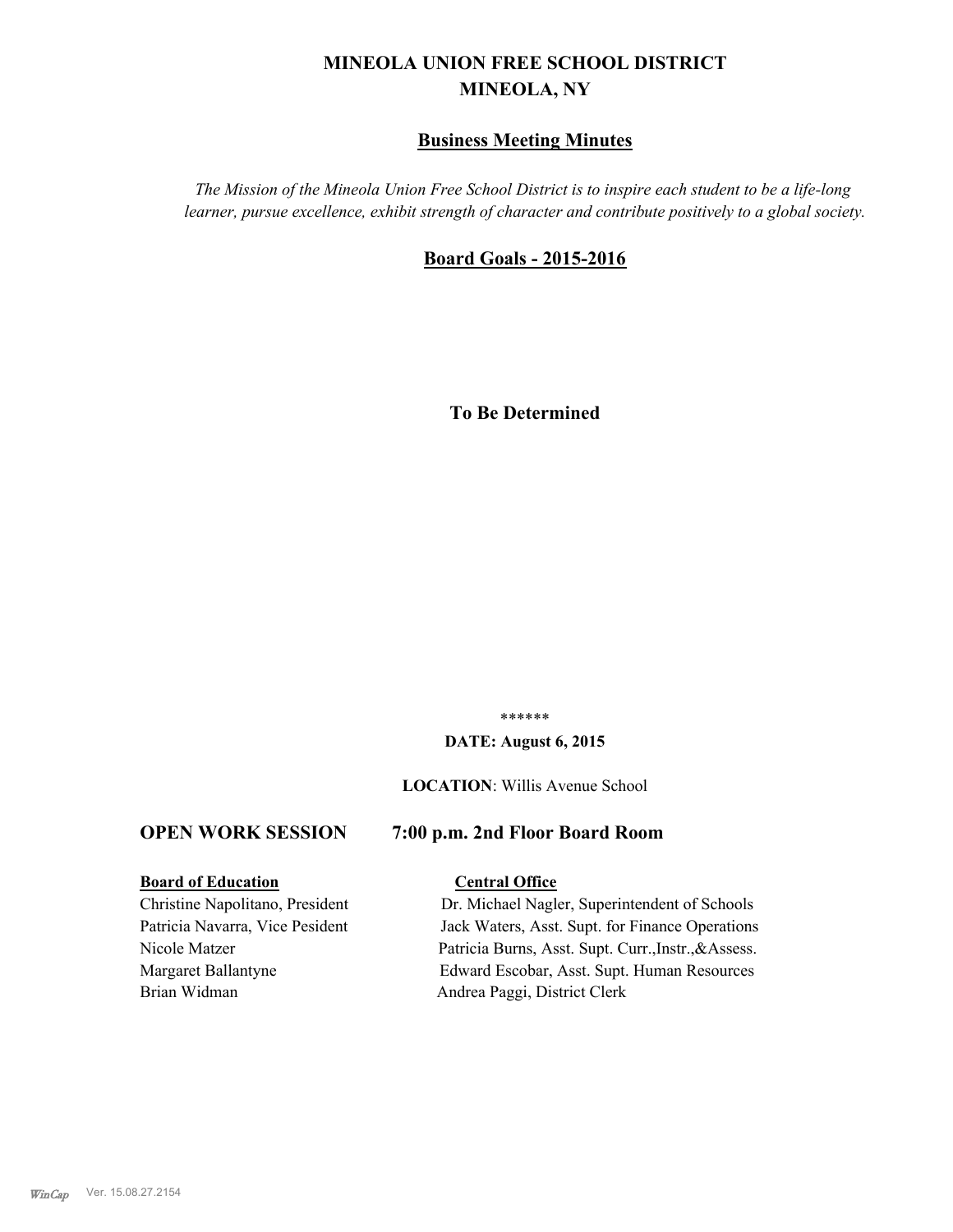# MINEOLA UNION FREE SCHOOL DISTRICT
# MINEOLA, NY

## Business Meeting Minutes

*The Mission of the Mineola Union Free School District is to inspire each student to be a life-long learner, pursue excellence, exhibit strength of character and contribute positively to a global society.*

## Board Goals - 2015-2016

**To Be Determined**

******

**DATE: August 6, 2015**

**LOCATION**: Willis Avenue School

### OPEN WORK SESSION 7:00 p.m. 2nd Floor Board Room

| **Board of Education** | **Central Office** |
|---|---|
| Christine Napolitano, President | Dr. Michael Nagler, Superintendent of Schools |
| Patricia Navarra, Vice Pesident | Jack Waters, Asst. Supt. for Finance Operations |
| Nicole Matzer | Patricia Burns, Asst. Supt. Curr.,Instr.,&Assess. |
| Margaret Ballantyne | Edward Escobar, Asst. Supt. Human Resources |
| Brian Widman | Andrea Paggi, District Clerk |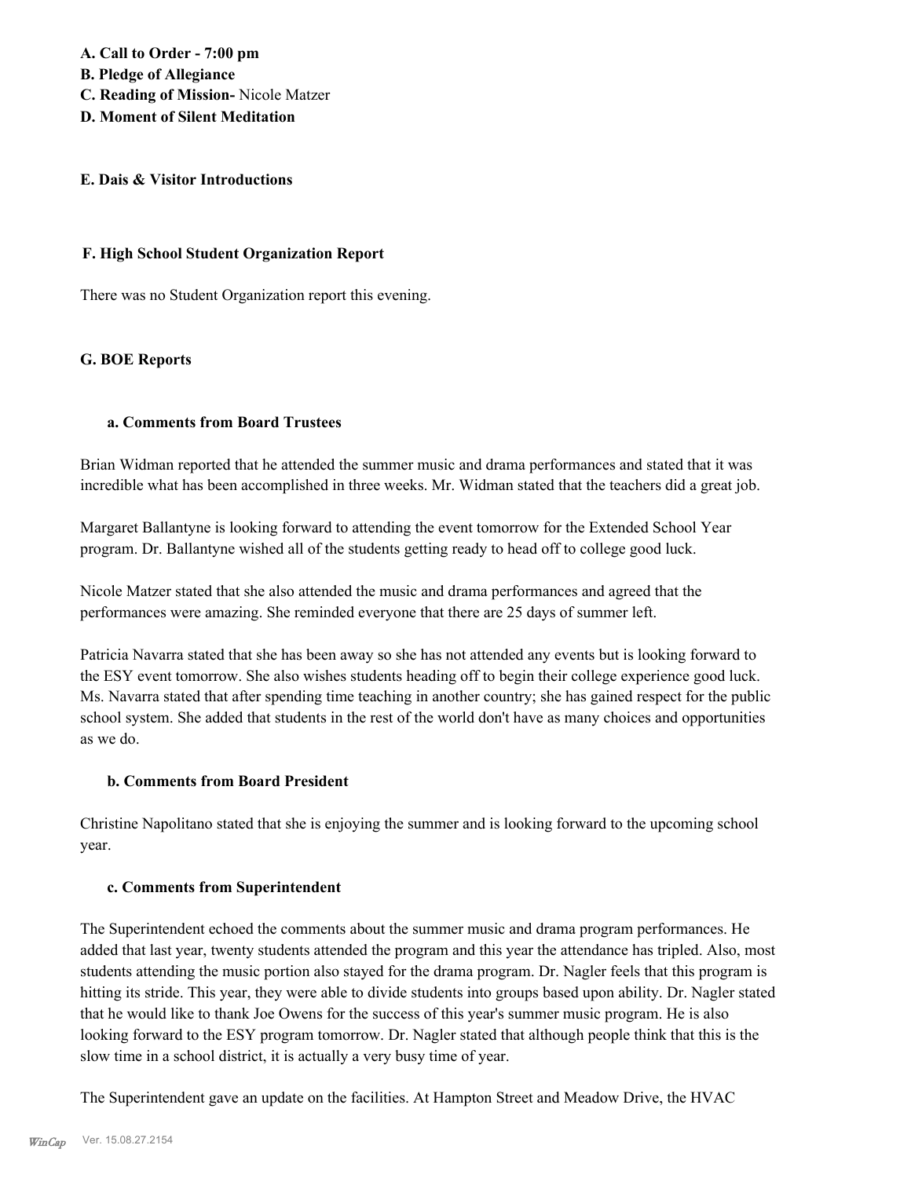**A. Call to Order - 7:00 pm**
**B. Pledge of Allegiance**
**C. Reading of Mission-** Nicole Matzer
**D. Moment of Silent Meditation**

**E. Dais & Visitor Introductions**

**F. High School Student Organization Report**

There was no Student Organization report this evening.

**G. BOE Reports**

**a. Comments from Board Trustees**

Brian Widman reported that he attended the summer music and drama performances and stated that it was incredible what has been accomplished in three weeks. Mr. Widman stated that the teachers did a great job.

Margaret Ballantyne is looking forward to attending the event tomorrow for the Extended School Year program. Dr. Ballantyne wished all of the students getting ready to head off to college good luck.

Nicole Matzer stated that she also attended the music and drama performances and agreed that the performances were amazing. She reminded everyone that there are 25 days of summer left.

Patricia Navarra stated that she has been away so she has not attended any events but is looking forward to the ESY event tomorrow. She also wishes students heading off to begin their college experience good luck. Ms. Navarra stated that after spending time teaching in another country; she has gained respect for the public school system. She added that students in the rest of the world don't have as many choices and opportunities as we do.

**b. Comments from Board President**

Christine Napolitano stated that she is enjoying the summer and is looking forward to the upcoming school year.

**c. Comments from Superintendent**

The Superintendent echoed the comments about the summer music and drama program performances. He added that last year, twenty students attended the program and this year the attendance has tripled. Also, most students attending the music portion also stayed for the drama program. Dr. Nagler feels that this program is hitting its stride. This year, they were able to divide students into groups based upon ability. Dr. Nagler stated that he would like to thank Joe Owens for the success of this year's summer music program. He is also looking forward to the ESY program tomorrow. Dr. Nagler stated that although people think that this is the slow time in a school district, it is actually a very busy time of year.

The Superintendent gave an update on the facilities. At Hampton Street and Meadow Drive, the HVAC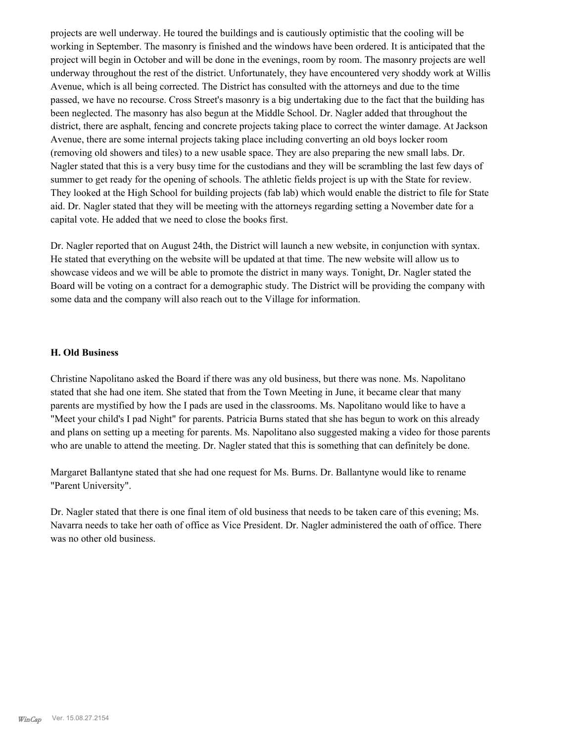projects are well underway. He toured the buildings and is cautiously optimistic that the cooling will be working in September. The masonry is finished and the windows have been ordered. It is anticipated that the project will begin in October and will be done in the evenings, room by room. The masonry projects are well underway throughout the rest of the district. Unfortunately, they have encountered very shoddy work at Willis Avenue, which is all being corrected. The District has consulted with the attorneys and due to the time passed, we have no recourse. Cross Street's masonry is a big undertaking due to the fact that the building has been neglected. The masonry has also begun at the Middle School. Dr. Nagler added that throughout the district, there are asphalt, fencing and concrete projects taking place to correct the winter damage. At Jackson Avenue, there are some internal projects taking place including converting an old boys locker room (removing old showers and tiles) to a new usable space. They are also preparing the new small labs. Dr. Nagler stated that this is a very busy time for the custodians and they will be scrambling the last few days of summer to get ready for the opening of schools. The athletic fields project is up with the State for review. They looked at the High School for building projects (fab lab) which would enable the district to file for State aid. Dr. Nagler stated that they will be meeting with the attorneys regarding setting a November date for a capital vote. He added that we need to close the books first.

Dr. Nagler reported that on August 24th, the District will launch a new website, in conjunction with syntax. He stated that everything on the website will be updated at that time. The new website will allow us to showcase videos and we will be able to promote the district in many ways. Tonight, Dr. Nagler stated the Board will be voting on a contract for a demographic study. The District will be providing the company with some data and the company will also reach out to the Village for information.

### H. Old Business

Christine Napolitano asked the Board if there was any old business, but there was none. Ms. Napolitano stated that she had one item. She stated that from the Town Meeting in June, it became clear that many parents are mystified by how the I pads are used in the classrooms. Ms. Napolitano would like to have a "Meet your child's I pad Night" for parents. Patricia Burns stated that she has begun to work on this already and plans on setting up a meeting for parents. Ms. Napolitano also suggested making a video for those parents who are unable to attend the meeting. Dr. Nagler stated that this is something that can definitely be done.

Margaret Ballantyne stated that she had one request for Ms. Burns. Dr. Ballantyne would like to rename "Parent University".

Dr. Nagler stated that there is one final item of old business that needs to be taken care of this evening; Ms. Navarra needs to take her oath of office as Vice President. Dr. Nagler administered the oath of office. There was no other old business.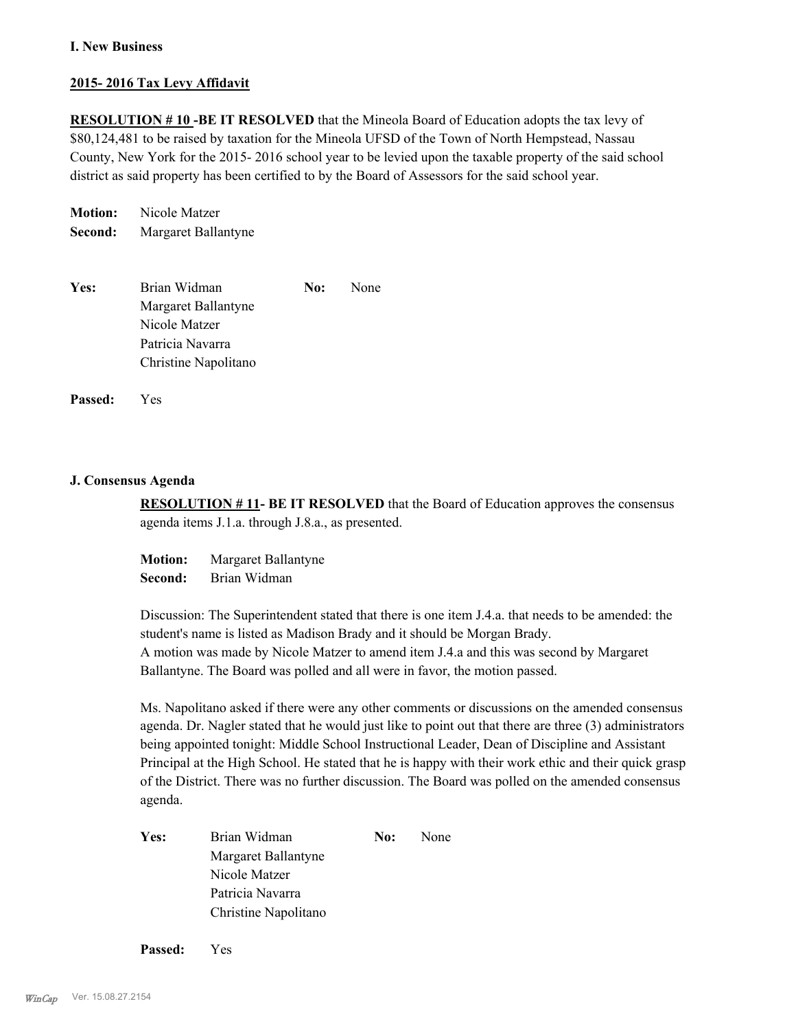**I. New Business**

**2015- 2016 Tax Levy Affidavit**

**RESOLUTION # 10 -BE IT RESOLVED** that the Mineola Board of Education adopts the tax levy of $80,124,481 to be raised by taxation for the Mineola UFSD of the Town of North Hempstead, Nassau County, New York for the 2015- 2016 school year to be levied upon the taxable property of the said school district as said property has been certified to by the Board of Assessors for the said school year.

**Motion:** Nicole Matzer
**Second:** Margaret Ballantyne

**Yes:** Brian Widman
Margaret Ballantyne
Nicole Matzer
Patricia Navarra
Christine Napolitano

**No:** None

**Passed:** Yes

**J. Consensus Agenda**

**RESOLUTION # 11- BE IT RESOLVED** that the Board of Education approves the consensus agenda items J.1.a. through J.8.a., as presented.

**Motion:** Margaret Ballantyne
**Second:** Brian Widman

Discussion: The Superintendent stated that there is one item J.4.a. that needs to be amended: the student's name is listed as Madison Brady and it should be Morgan Brady.
A motion was made by Nicole Matzer to amend item J.4.a and this was second by Margaret Ballantyne. The Board was polled and all were in favor, the motion passed.

Ms. Napolitano asked if there were any other comments or discussions on the amended consensus agenda. Dr. Nagler stated that he would just like to point out that there are three (3) administrators being appointed tonight: Middle School Instructional Leader, Dean of Discipline and Assistant Principal at the High School. He stated that he is happy with their work ethic and their quick grasp of the District. There was no further discussion. The Board was polled on the amended consensus agenda.

**Yes:** Brian Widman
Margaret Ballantyne
Nicole Matzer
Patricia Navarra
Christine Napolitano

**No:** None

**Passed:** Yes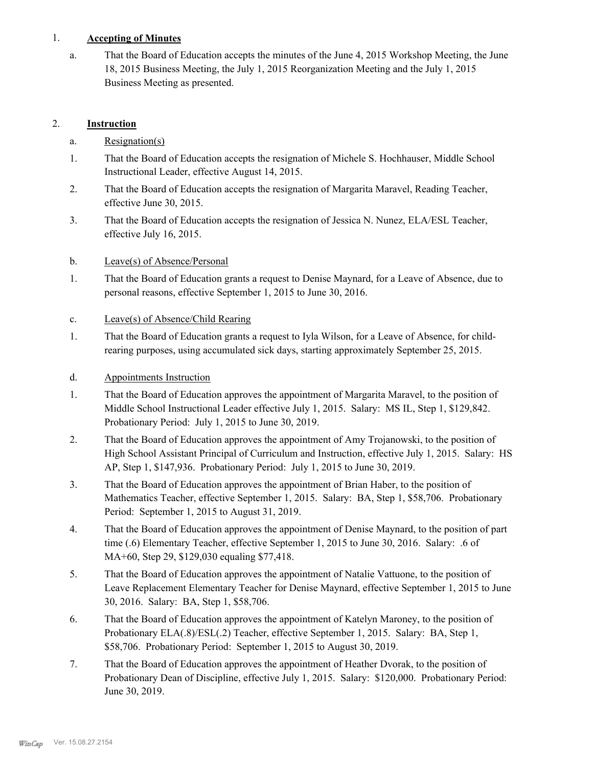1. **Accepting of Minutes**

   a. That the Board of Education accepts the minutes of the June 4, 2015 Workshop Meeting, the June 18, 2015 Business Meeting, the July 1, 2015 Reorganization Meeting and the July 1, 2015 Business Meeting as presented.

2. **Instruction**

   a. Resignation(s)

   1. That the Board of Education accepts the resignation of Michele S. Hochhauser, Middle School Instructional Leader, effective August 14, 2015.
   2. That the Board of Education accepts the resignation of Margarita Maravel, Reading Teacher, effective June 30, 2015.
   3. That the Board of Education accepts the resignation of Jessica N. Nunez, ELA/ESL Teacher, effective July 16, 2015.

   b. Leave(s) of Absence/Personal

   1. That the Board of Education grants a request to Denise Maynard, for a Leave of Absence, due to personal reasons, effective September 1, 2015 to June 30, 2016.

   c. Leave(s) of Absence/Child Rearing

   1. That the Board of Education grants a request to Iyla Wilson, for a Leave of Absence, for child-rearing purposes, using accumulated sick days, starting approximately September 25, 2015.

   d. Appointments Instruction

   1. That the Board of Education approves the appointment of Margarita Maravel, to the position of Middle School Instructional Leader effective July 1, 2015. Salary: MS IL, Step 1, $129,842. Probationary Period: July 1, 2015 to June 30, 2019.
   2. That the Board of Education approves the appointment of Amy Trojanowski, to the position of High School Assistant Principal of Curriculum and Instruction, effective July 1, 2015. Salary: HS AP, Step 1, $147,936. Probationary Period: July 1, 2015 to June 30, 2019.
   3. That the Board of Education approves the appointment of Brian Haber, to the position of Mathematics Teacher, effective September 1, 2015. Salary: BA, Step 1, $58,706. Probationary Period: September 1, 2015 to August 31, 2019.
   4. That the Board of Education approves the appointment of Denise Maynard, to the position of part time (.6) Elementary Teacher, effective September 1, 2015 to June 30, 2016. Salary: .6 of MA+60, Step 29, $129,030 equaling $77,418.
   5. That the Board of Education approves the appointment of Natalie Vattuone, to the position of Leave Replacement Elementary Teacher for Denise Maynard, effective September 1, 2015 to June 30, 2016. Salary: BA, Step 1, $58,706.
   6. That the Board of Education approves the appointment of Katelyn Maroney, to the position of Probationary ELA(.8)/ESL(.2) Teacher, effective September 1, 2015. Salary: BA, Step 1, $58,706. Probationary Period: September 1, 2015 to August 30, 2019.
   7. That the Board of Education approves the appointment of Heather Dvorak, to the position of Probationary Dean of Discipline, effective July 1, 2015. Salary: $120,000. Probationary Period: June 30, 2019.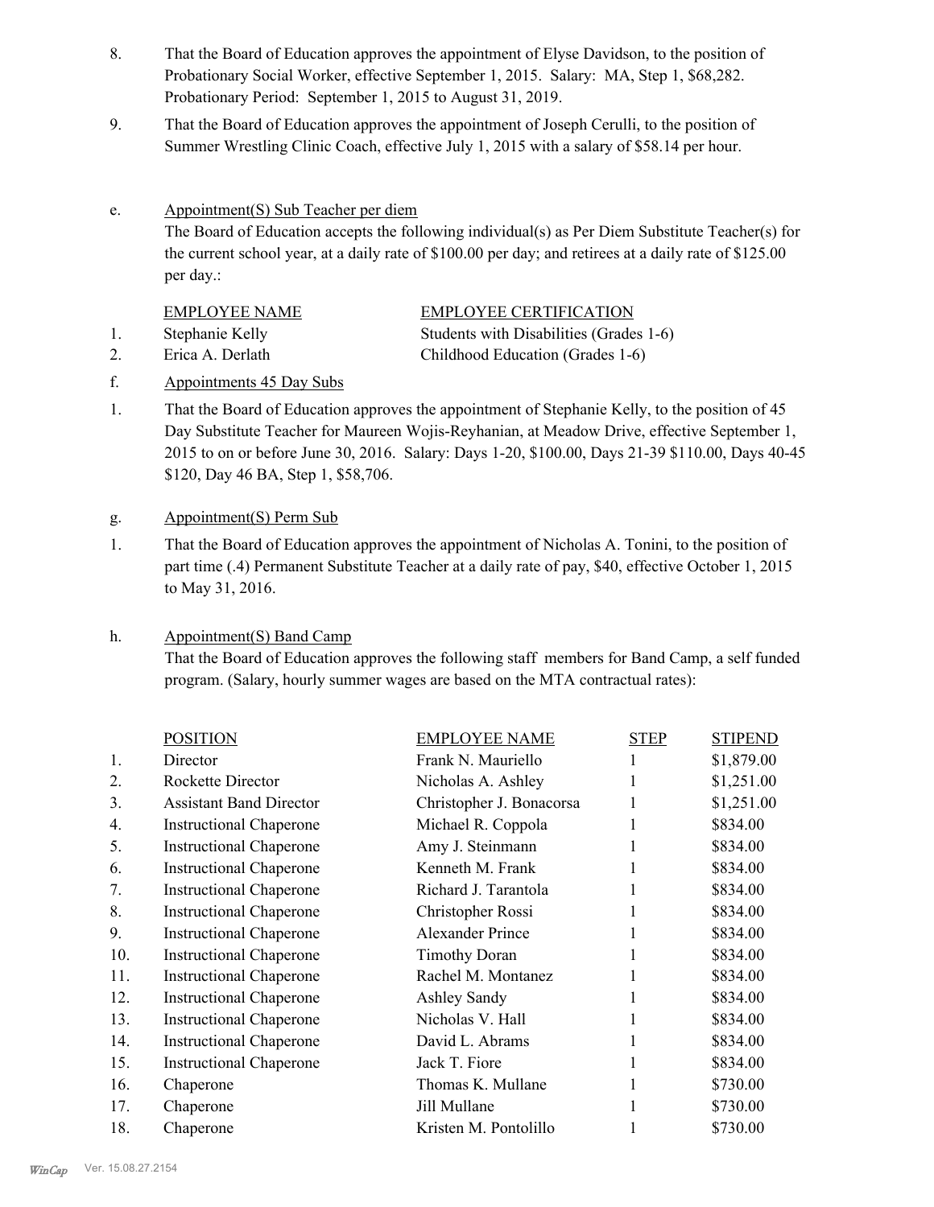8. That the Board of Education approves the appointment of Elyse Davidson, to the position of Probationary Social Worker, effective September 1, 2015. Salary: MA, Step 1, $68,282. Probationary Period: September 1, 2015 to August 31, 2019.

9. That the Board of Education approves the appointment of Joseph Cerulli, to the position of Summer Wrestling Clinic Coach, effective July 1, 2015 with a salary of $58.14 per hour.

e. Appointment(S) Sub Teacher per diem

The Board of Education accepts the following individual(s) as Per Diem Substitute Teacher(s) for the current school year, at a daily rate of $100.00 per day; and retirees at a daily rate of $125.00 per day.:

| | EMPLOYEE NAME | EMPLOYEE CERTIFICATION |
|---|---|---|
| 1. | Stephanie Kelly | Students with Disabilities (Grades 1-6) |
| 2. | Erica A. Derlath | Childhood Education (Grades 1-6) |

f. Appointments 45 Day Subs

1. That the Board of Education approves the appointment of Stephanie Kelly, to the position of 45 Day Substitute Teacher for Maureen Wojis-Reyhanian, at Meadow Drive, effective September 1, 2015 to on or before June 30, 2016. Salary: Days 1-20, $100.00, Days 21-39 $110.00, Days 40-45 $120, Day 46 BA, Step 1, $58,706.

g. Appointment(S) Perm Sub

1. That the Board of Education approves the appointment of Nicholas A. Tonini, to the position of part time (.4) Permanent Substitute Teacher at a daily rate of pay, $40, effective October 1, 2015 to May 31, 2016.

h. Appointment(S) Band Camp

That the Board of Education approves the following staff members for Band Camp, a self funded program. (Salary, hourly summer wages are based on the MTA contractual rates):

| | POSITION | EMPLOYEE NAME | STEP | STIPEND |
|---|---|---|---|---|
| 1. | Director | Frank N. Mauriello | 1 | $1,879.00 |
| 2. | Rockette Director | Nicholas A. Ashley | 1 | $1,251.00 |
| 3. | Assistant Band Director | Christopher J. Bonacorsa | 1 | $1,251.00 |
| 4. | Instructional Chaperone | Michael R. Coppola | 1 | $834.00 |
| 5. | Instructional Chaperone | Amy J. Steinmann | 1 | $834.00 |
| 6. | Instructional Chaperone | Kenneth M. Frank | 1 | $834.00 |
| 7. | Instructional Chaperone | Richard J. Tarantola | 1 | $834.00 |
| 8. | Instructional Chaperone | Christopher Rossi | 1 | $834.00 |
| 9. | Instructional Chaperone | Alexander Prince | 1 | $834.00 |
| 10. | Instructional Chaperone | Timothy Doran | 1 | $834.00 |
| 11. | Instructional Chaperone | Rachel M. Montanez | 1 | $834.00 |
| 12. | Instructional Chaperone | Ashley Sandy | 1 | $834.00 |
| 13. | Instructional Chaperone | Nicholas V. Hall | 1 | $834.00 |
| 14. | Instructional Chaperone | David L. Abrams | 1 | $834.00 |
| 15. | Instructional Chaperone | Jack T. Fiore | 1 | $834.00 |
| 16. | Chaperone | Thomas K. Mullane | 1 | $730.00 |
| 17. | Chaperone | Jill Mullane | 1 | $730.00 |
| 18. | Chaperone | Kristen M. Pontolillo | 1 | $730.00 |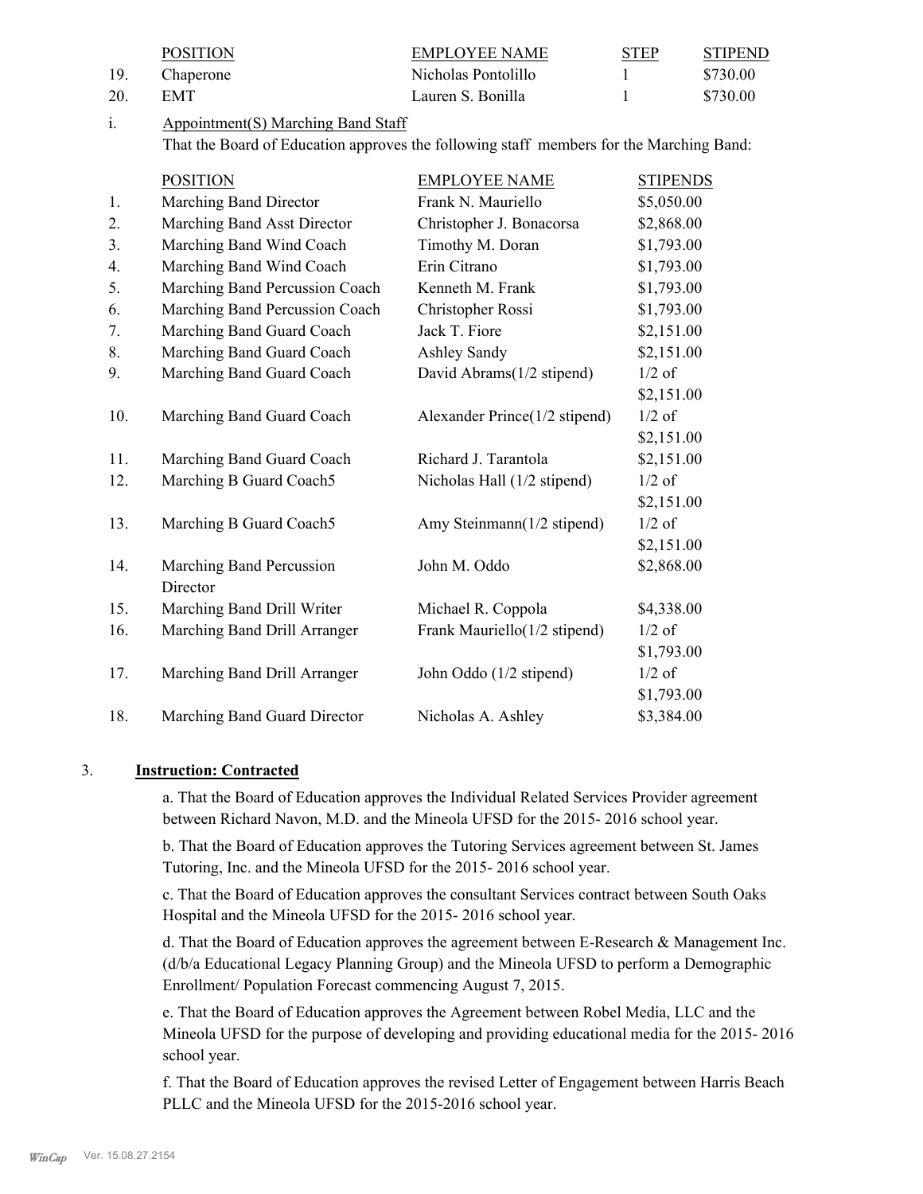| | POSITION | EMPLOYEE NAME | STEP | STIPEND |
|---|---|---|---|---|
| 19. | Chaperone | Nicholas Pontolillo | 1 | $730.00 |
| 20. | EMT | Lauren S. Bonilla | 1 | $730.00 |

i. Appointment(S) Marching Band Staff

That the Board of Education approves the following staff members for the Marching Band:

| | POSITION | EMPLOYEE NAME | STIPENDS |
|---|---|---|---|
| 1. | Marching Band Director | Frank N. Mauriello | $5,050.00 |
| 2. | Marching Band Asst Director | Christopher J. Bonacorsa | $2,868.00 |
| 3. | Marching Band Wind Coach | Timothy M. Doran | $1,793.00 |
| 4. | Marching Band Wind Coach | Erin Citrano | $1,793.00 |
| 5. | Marching Band Percussion Coach | Kenneth M. Frank | $1,793.00 |
| 6. | Marching Band Percussion Coach | Christopher Rossi | $1,793.00 |
| 7. | Marching Band Guard Coach | Jack T. Fiore | $2,151.00 |
| 8. | Marching Band Guard Coach | Ashley Sandy | $2,151.00 |
| 9. | Marching Band Guard Coach | David Abrams(1/2 stipend) | 1/2 of $2,151.00 |
| 10. | Marching Band Guard Coach | Alexander Prince(1/2 stipend) | 1/2 of $2,151.00 |
| 11. | Marching Band Guard Coach | Richard J. Tarantola | $2,151.00 |
| 12. | Marching B Guard Coach5 | Nicholas Hall (1/2 stipend) | 1/2 of $2,151.00 |
| 13. | Marching B Guard Coach5 | Amy Steinmann(1/2 stipend) | 1/2 of $2,151.00 |
| 14. | Marching Band Percussion Director | John M. Oddo | $2,868.00 |
| 15. | Marching Band Drill Writer | Michael R. Coppola | $4,338.00 |
| 16. | Marching Band Drill Arranger | Frank Mauriello(1/2 stipend) | 1/2 of $1,793.00 |
| 17. | Marching Band Drill Arranger | John Oddo (1/2 stipend) | 1/2 of $1,793.00 |
| 18. | Marching Band Guard Director | Nicholas A. Ashley | $3,384.00 |

3. **Instruction: Contracted**

a. That the Board of Education approves the Individual Related Services Provider agreement between Richard Navon, M.D. and the Mineola UFSD for the 2015- 2016 school year.

b. That the Board of Education approves the Tutoring Services agreement between St. James Tutoring, Inc. and the Mineola UFSD for the 2015- 2016 school year.

c. That the Board of Education approves the consultant Services contract between South Oaks Hospital and the Mineola UFSD for the 2015- 2016 school year.

d. That the Board of Education approves the agreement between E-Research & Management Inc. (d/b/a Educational Legacy Planning Group) and the Mineola UFSD to perform a Demographic Enrollment/ Population Forecast commencing August 7, 2015.

e. That the Board of Education approves the Agreement between Robel Media, LLC and the Mineola UFSD for the purpose of developing and providing educational media for the 2015- 2016 school year.

f. That the Board of Education approves the revised Letter of Engagement between Harris Beach PLLC and the Mineola UFSD for the 2015-2016 school year.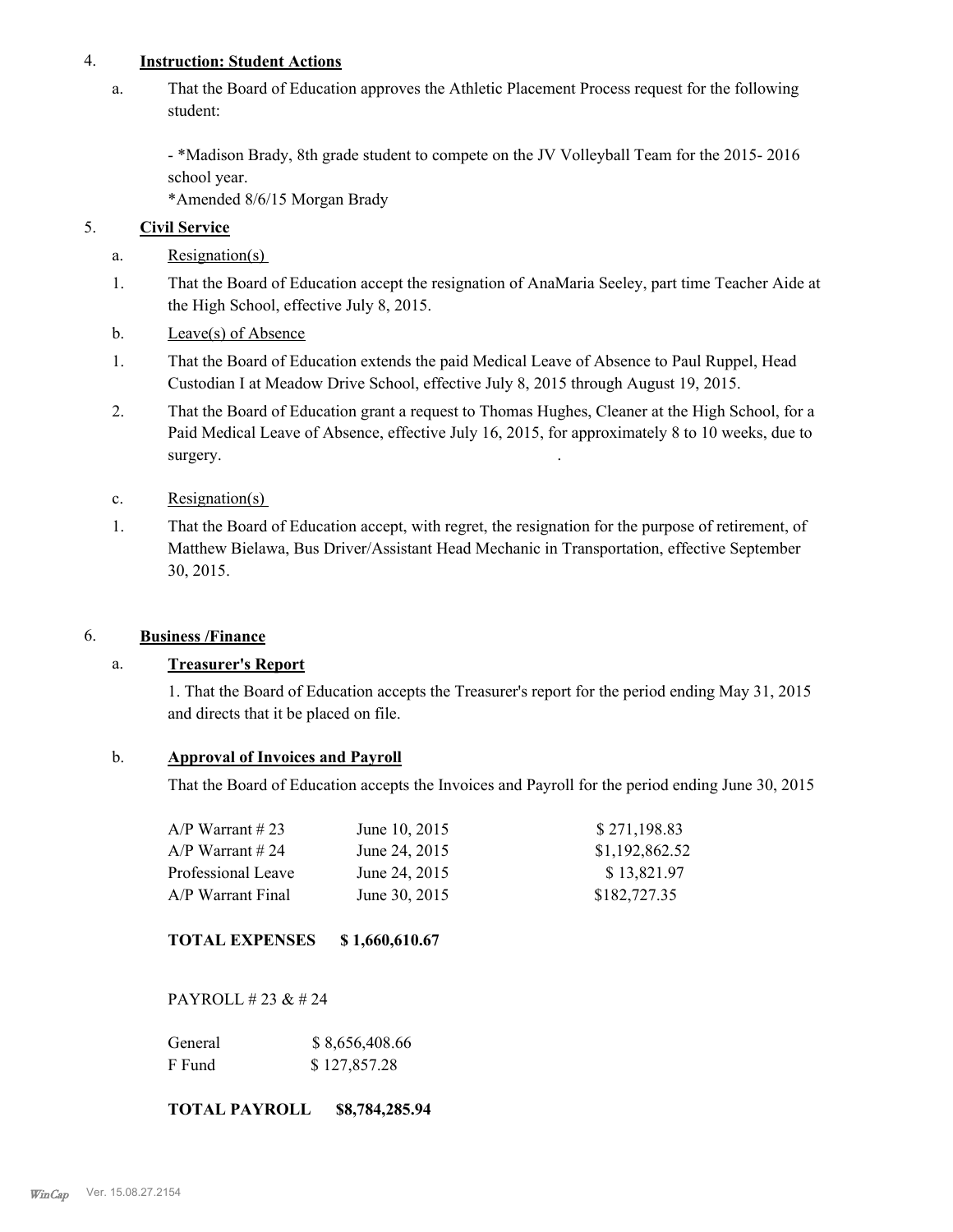4. **Instruction: Student Actions**

a. That the Board of Education approves the Athletic Placement Process request for the following student:

- *Madison Brady, 8th grade student to compete on the JV Volleyball Team for the 2015- 2016 school year.

*Amended 8/6/15 Morgan Brady

5. **Civil Service**

a. Resignation(s)

1. That the Board of Education accept the resignation of AnaMaria Seeley, part time Teacher Aide at the High School, effective July 8, 2015.

b. Leave(s) of Absence

1. That the Board of Education extends the paid Medical Leave of Absence to Paul Ruppel, Head Custodian I at Meadow Drive School, effective July 8, 2015 through August 19, 2015.

2. That the Board of Education grant a request to Thomas Hughes, Cleaner at the High School, for a Paid Medical Leave of Absence, effective July 16, 2015, for approximately 8 to 10 weeks, due to surgery.

c. Resignation(s)

1. That the Board of Education accept, with regret, the resignation for the purpose of retirement, of Matthew Bielawa, Bus Driver/Assistant Head Mechanic in Transportation, effective September 30, 2015.

6. **Business /Finance**

a. **Treasurer's Report**

1. That the Board of Education accepts the Treasurer's report for the period ending May 31, 2015 and directs that it be placed on file.

b. **Approval of Invoices and Payroll**

That the Board of Education accepts the Invoices and Payroll for the period ending June 30, 2015

| | | |
|---|---|---|
| A/P Warrant # 23 | June 10, 2015 | $ 271,198.83 |
| A/P Warrant # 24 | June 24, 2015 | $1,192,862.52 |
| Professional Leave | June 24, 2015 | $ 13,821.97 |
| A/P Warrant Final | June 30, 2015 | $182,727.35 |

**TOTAL EXPENSES $ 1,660,610.67**

PAYROLL # 23 & # 24

| | |
|---|---|
| General | $ 8,656,408.66 |
| F Fund | $ 127,857.28 |

**TOTAL PAYROLL $8,784,285.94**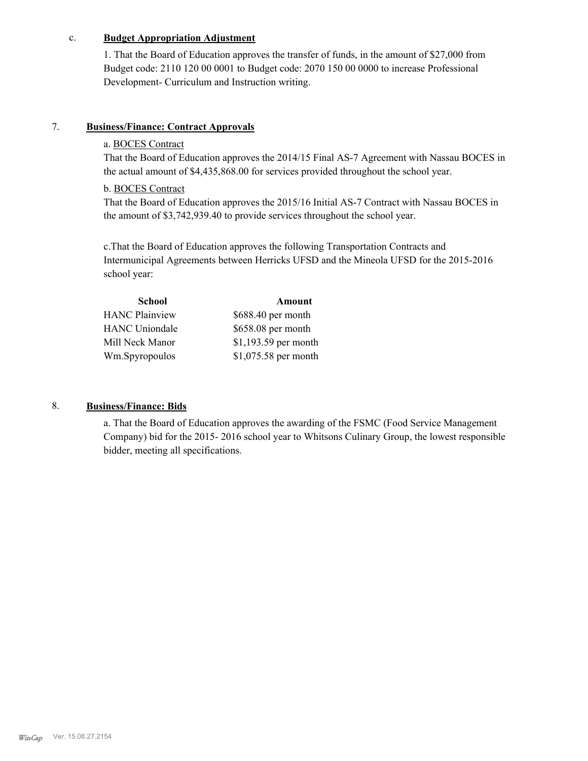c. **Budget Appropriation Adjustment**

1. That the Board of Education approves the transfer of funds, in the amount of $27,000 from Budget code: 2110 120 00 0001 to Budget code: 2070 150 00 0000 to increase Professional Development- Curriculum and Instruction writing.

7. **Business/Finance: Contract Approvals**

a. BOCES Contract

That the Board of Education approves the 2014/15 Final AS-7 Agreement with Nassau BOCES in the actual amount of $4,435,868.00 for services provided throughout the school year.

b. BOCES Contract

That the Board of Education approves the 2015/16 Initial AS-7 Contract with Nassau BOCES in the amount of $3,742,939.40 to provide services throughout the school year.

c.That the Board of Education approves the following Transportation Contracts and Intermunicipal Agreements between Herricks UFSD and the Mineola UFSD for the 2015-2016 school year:

| School | Amount |
|---|---|
| HANC Plainview | $688.40 per month |
| HANC Uniondale | $658.08 per month |
| Mill Neck Manor | $1,193.59 per month |
| Wm.Spyropoulos | $1,075.58 per month |

8. **Business/Finance: Bids**

a. That the Board of Education approves the awarding of the FSMC (Food Service Management Company) bid for the 2015- 2016 school year to Whitsons Culinary Group, the lowest responsible bidder, meeting all specifications.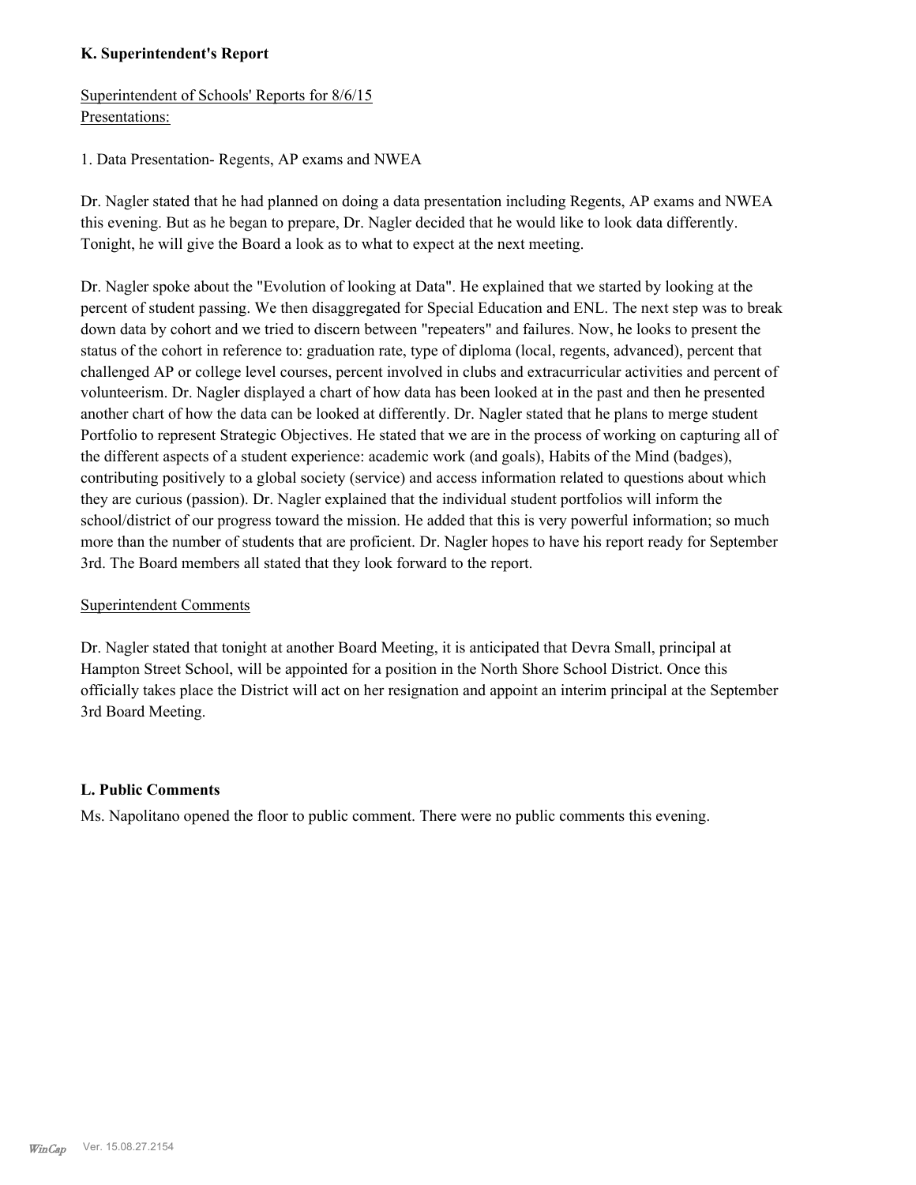### K. Superintendent's Report

Superintendent of Schools' Reports for 8/6/15
Presentations:

1. Data Presentation- Regents, AP exams and NWEA

Dr. Nagler stated that he had planned on doing a data presentation including Regents, AP exams and NWEA this evening. But as he began to prepare, Dr. Nagler decided that he would like to look data differently. Tonight, he will give the Board a look as to what to expect at the next meeting.

Dr. Nagler spoke about the "Evolution of looking at Data". He explained that we started by looking at the percent of student passing. We then disaggregated for Special Education and ENL. The next step was to break down data by cohort and we tried to discern between "repeaters" and failures. Now, he looks to present the status of the cohort in reference to: graduation rate, type of diploma (local, regents, advanced), percent that challenged AP or college level courses, percent involved in clubs and extracurricular activities and percent of volunteerism. Dr. Nagler displayed a chart of how data has been looked at in the past and then he presented another chart of how the data can be looked at differently. Dr. Nagler stated that he plans to merge student Portfolio to represent Strategic Objectives. He stated that we are in the process of working on capturing all of the different aspects of a student experience: academic work (and goals), Habits of the Mind (badges), contributing positively to a global society (service) and access information related to questions about which they are curious (passion). Dr. Nagler explained that the individual student portfolios will inform the school/district of our progress toward the mission. He added that this is very powerful information; so much more than the number of students that are proficient. Dr. Nagler hopes to have his report ready for September 3rd. The Board members all stated that they look forward to the report.

Superintendent Comments

Dr. Nagler stated that tonight at another Board Meeting, it is anticipated that Devra Small, principal at Hampton Street School, will be appointed for a position in the North Shore School District. Once this officially takes place the District will act on her resignation and appoint an interim principal at the September 3rd Board Meeting.

### L. Public Comments

Ms. Napolitano opened the floor to public comment. There were no public comments this evening.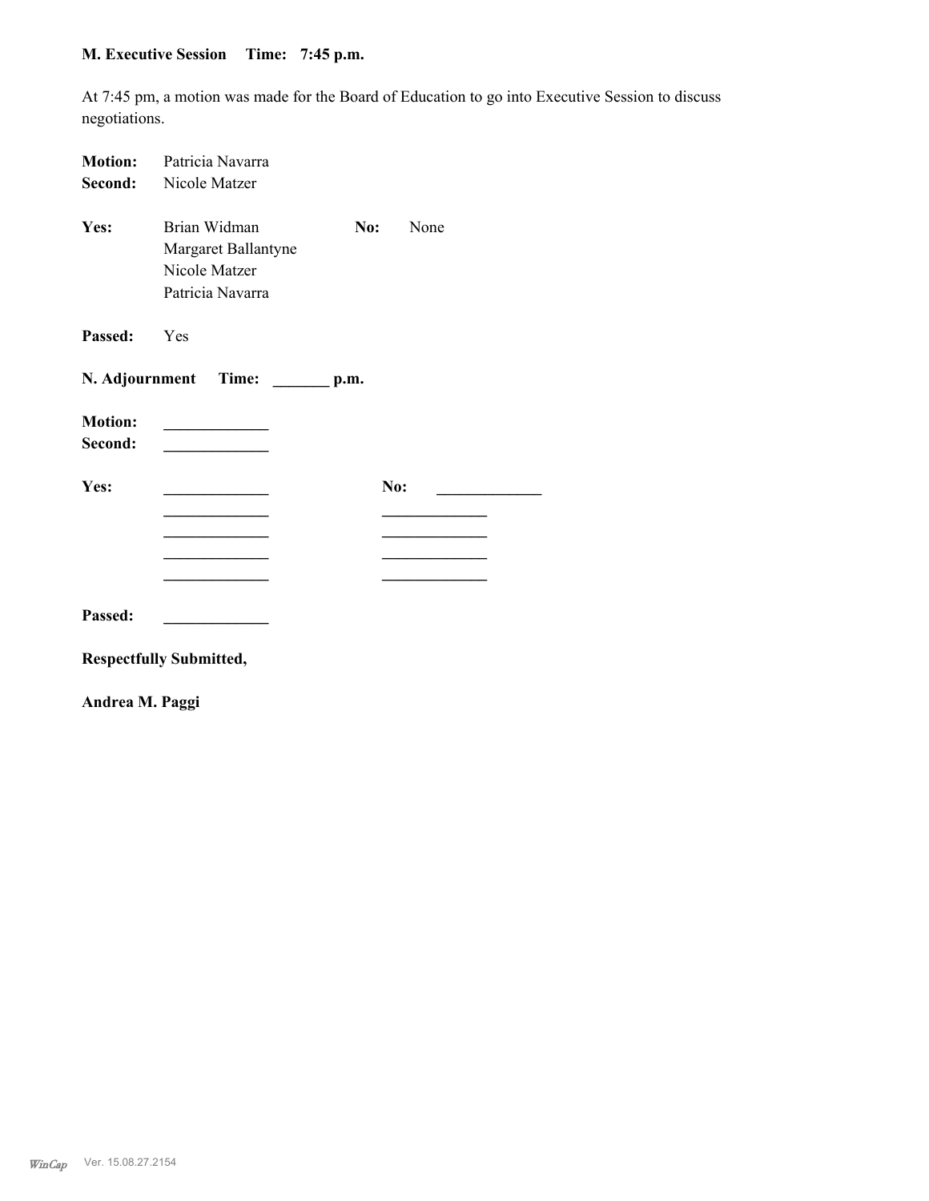**M. Executive Session Time: 7:45 p.m.**

At 7:45 pm, a motion was made for the Board of Education to go into Executive Session to discuss negotiations.

**Motion:** Patricia Navarra
**Second:** Nicole Matzer

**Yes:** Brian Widman
Margaret Ballantyne
Nicole Matzer
Patricia Navarra

**No:** None

**Passed:** Yes

**N. Adjournment Time: _______ p.m.**

**Motion:** _____________
**Second:** _____________

**Yes:** _____________
_____________
_____________
_____________
_____________

**No:** _____________
_____________
_____________
_____________
_____________

**Passed:** _____________

**Respectfully Submitted,**

**Andrea M. Paggi**